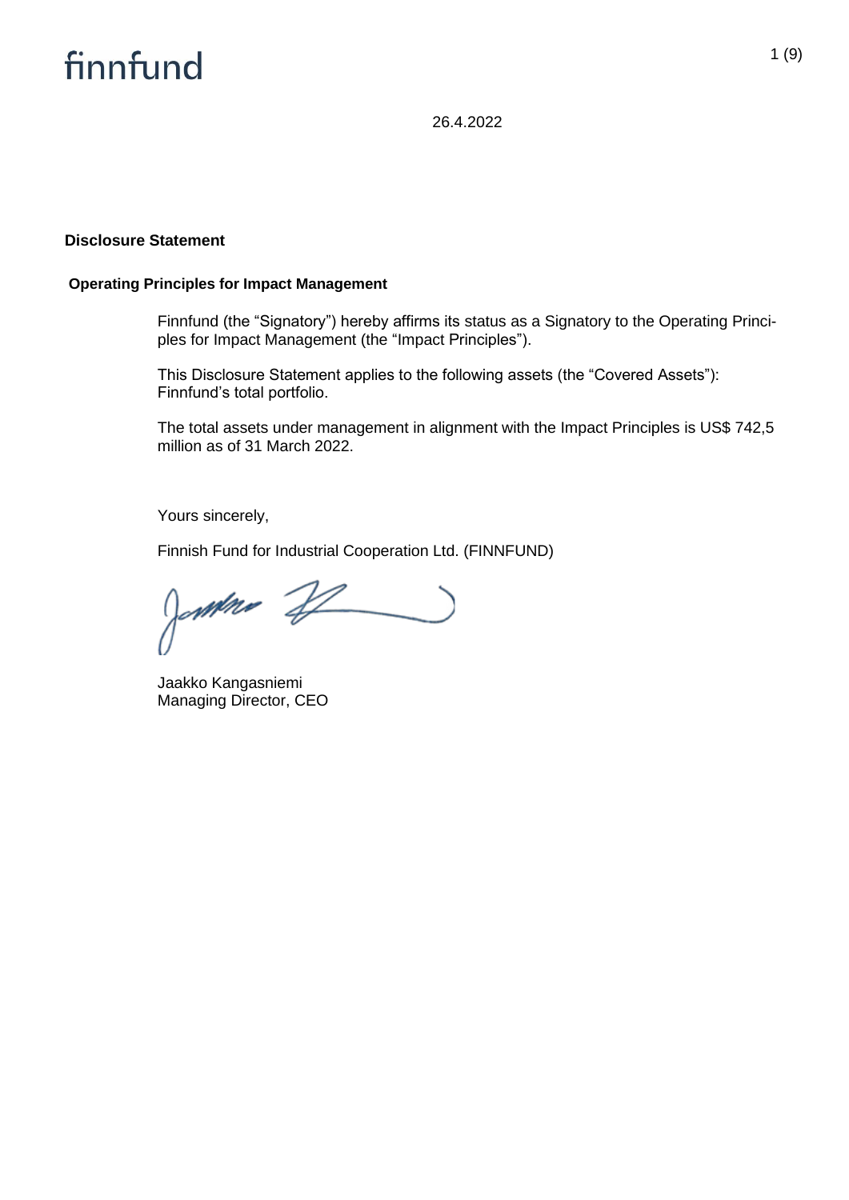finnfund

26.4.2022

## Disclosure Statement

### Operating Principles for Impact Management

Finnfund (the "Signatory") hereby affirms its status as a Signatory to the Operating Principles for Impact Management (the "Impact Principles").

This Disclosure Statement applies to the following assets (the "Covered Assets"): Finnfund's total portfolio.

The total assets under management in alignment with the Impact Principles is US$ 742,5 million as of 31 March 2022.

Yours sincerely,

Finnish Fund for Industrial Cooperation Ltd. (FINNFUND)

Jaakko Kangasniemi
Managing Director, CEO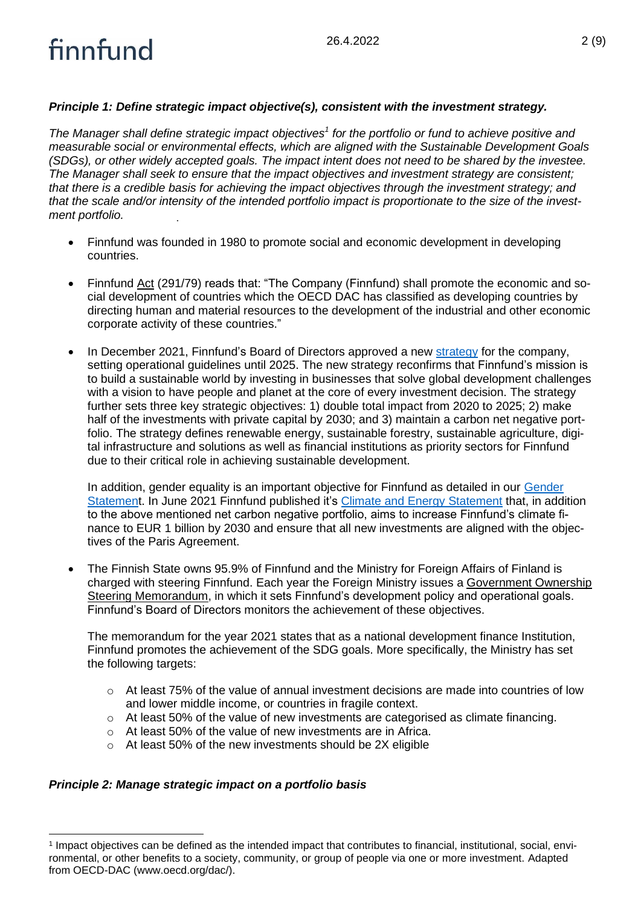***Principle 1: Define strategic impact objective(s), consistent with the investment strategy.***

*The Manager shall define strategic impact objectives[1] for the portfolio or fund to achieve positive and measurable social or environmental effects, which are aligned with the Sustainable Development Goals (SDGs), or other widely accepted goals. The impact intent does not need to be shared by the investee. The Manager shall seek to ensure that the impact objectives and investment strategy are consistent; that there is a credible basis for achieving the impact objectives through the investment strategy; and that the scale and/or intensity of the intended portfolio impact is proportionate to the size of the investment portfolio.*

- Finnfund was founded in 1980 to promote social and economic development in developing countries.
- Finnfund Act (291/79) reads that: "The Company (Finnfund) shall promote the economic and social development of countries which the OECD DAC has classified as developing countries by directing human and material resources to the development of the industrial and other economic corporate activity of these countries."
- In December 2021, Finnfund's Board of Directors approved a new strategy for the company, setting operational guidelines until 2025. The new strategy reconfirms that Finnfund's mission is to build a sustainable world by investing in businesses that solve global development challenges with a vision to have people and planet at the core of every investment decision. The strategy further sets three key strategic objectives: 1) double total impact from 2020 to 2025; 2) make half of the investments with private capital by 2030; and 3) maintain a carbon net negative portfolio. The strategy defines renewable energy, sustainable forestry, sustainable agriculture, digital infrastructure and solutions as well as financial institutions as priority sectors for Finnfund due to their critical role in achieving sustainable development.

  In addition, gender equality is an important objective for Finnfund as detailed in our Gender Statement. In June 2021 Finnfund published it's Climate and Energy Statement that, in addition to the above mentioned net carbon negative portfolio, aims to increase Finnfund's climate finance to EUR 1 billion by 2030 and ensure that all new investments are aligned with the objectives of the Paris Agreement.
- The Finnish State owns 95.9% of Finnfund and the Ministry for Foreign Affairs of Finland is charged with steering Finnfund. Each year the Foreign Ministry issues a Government Ownership Steering Memorandum, in which it sets Finnfund's development policy and operational goals. Finnfund's Board of Directors monitors the achievement of these objectives.

  The memorandum for the year 2021 states that as a national development finance Institution, Finnfund promotes the achievement of the SDG goals. More specifically, the Ministry has set the following targets:

  - At least 75% of the value of annual investment decisions are made into countries of low and lower middle income, or countries in fragile context.
  - At least 50% of the value of new investments are categorised as climate financing.
  - At least 50% of the value of new investments are in Africa.
  - At least 50% of the new investments should be 2X eligible

***Principle 2: Manage strategic impact on a portfolio basis***

[1] Impact objectives can be defined as the intended impact that contributes to financial, institutional, social, environmental, or other benefits to a society, community, or group of people via one or more investment. Adapted from OECD-DAC (www.oecd.org/dac/).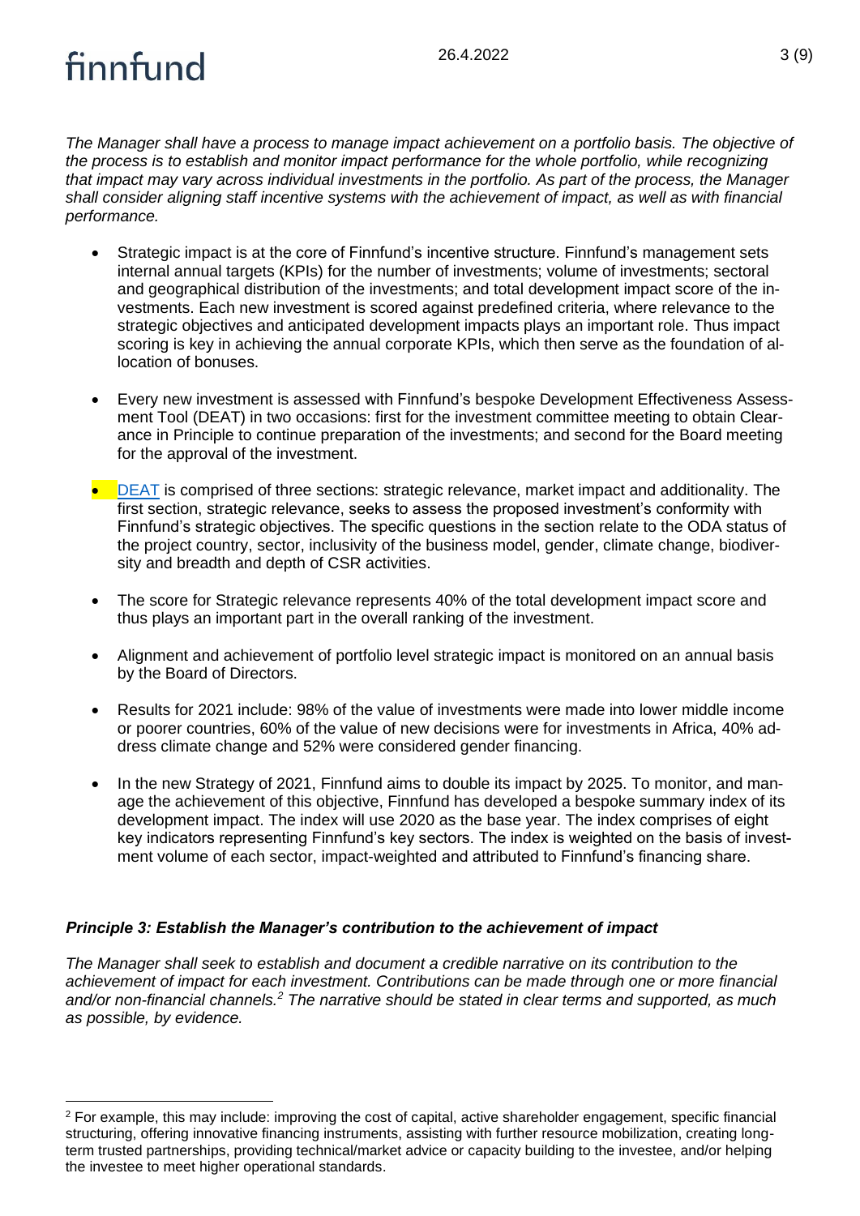*The Manager shall have a process to manage impact achievement on a portfolio basis. The objective of the process is to establish and monitor impact performance for the whole portfolio, while recognizing that impact may vary across individual investments in the portfolio. As part of the process, the Manager shall consider aligning staff incentive systems with the achievement of impact, as well as with financial performance.*

- Strategic impact is at the core of Finnfund's incentive structure. Finnfund's management sets internal annual targets (KPIs) for the number of investments; volume of investments; sectoral and geographical distribution of the investments; and total development impact score of the investments. Each new investment is scored against predefined criteria, where relevance to the strategic objectives and anticipated development impacts plays an important role. Thus impact scoring is key in achieving the annual corporate KPIs, which then serve as the foundation of allocation of bonuses.

- Every new investment is assessed with Finnfund's bespoke Development Effectiveness Assessment Tool (DEAT) in two occasions: first for the investment committee meeting to obtain Clearance in Principle to continue preparation of the investments; and second for the Board meeting for the approval of the investment.

- DEAT is comprised of three sections: strategic relevance, market impact and additionality. The first section, strategic relevance, seeks to assess the proposed investment's conformity with Finnfund's strategic objectives. The specific questions in the section relate to the ODA status of the project country, sector, inclusivity of the business model, gender, climate change, biodiversity and breadth and depth of CSR activities.

- The score for Strategic relevance represents 40% of the total development impact score and thus plays an important part in the overall ranking of the investment.

- Alignment and achievement of portfolio level strategic impact is monitored on an annual basis by the Board of Directors.

- Results for 2021 include: 98% of the value of investments were made into lower middle income or poorer countries, 60% of the value of new decisions were for investments in Africa, 40% address climate change and 52% were considered gender financing.

- In the new Strategy of 2021, Finnfund aims to double its impact by 2025. To monitor, and manage the achievement of this objective, Finnfund has developed a bespoke summary index of its development impact. The index will use 2020 as the base year. The index comprises of eight key indicators representing Finnfund's key sectors. The index is weighted on the basis of investment volume of each sector, impact-weighted and attributed to Finnfund's financing share.

### *Principle 3: Establish the Manager's contribution to the achievement of impact*

*The Manager shall seek to establish and document a credible narrative on its contribution to the achievement of impact for each investment. Contributions can be made through one or more financial and/or non-financial channels.[2] The narrative should be stated in clear terms and supported, as much as possible, by evidence.*

---

[2] For example, this may include: improving the cost of capital, active shareholder engagement, specific financial structuring, offering innovative financing instruments, assisting with further resource mobilization, creating long-term trusted partnerships, providing technical/market advice or capacity building to the investee, and/or helping the investee to meet higher operational standards.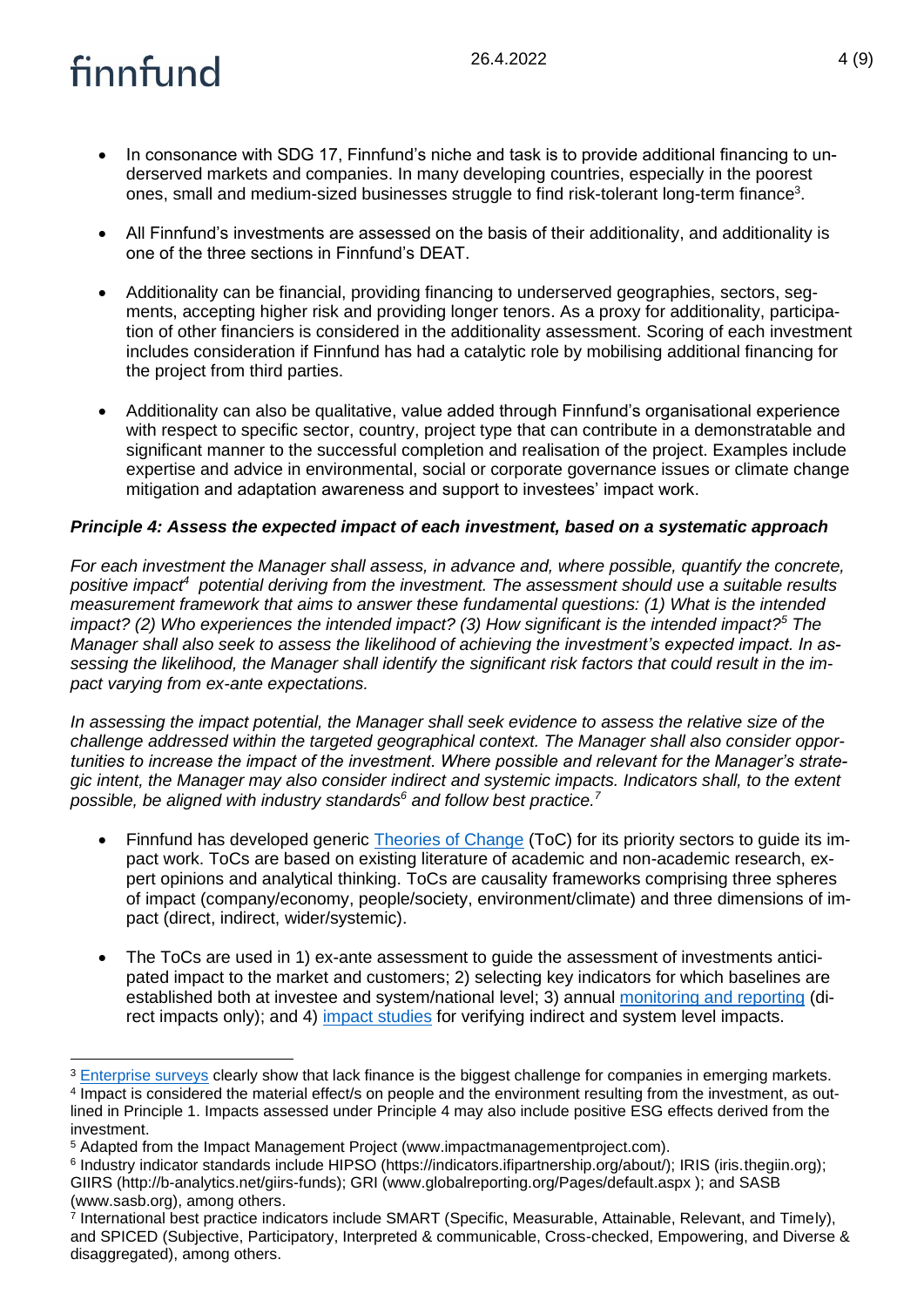- In consonance with SDG 17, Finnfund's niche and task is to provide additional financing to underserved markets and companies. In many developing countries, especially in the poorest ones, small and medium-sized businesses struggle to find risk-tolerant long-term finance[3].

- All Finnfund's investments are assessed on the basis of their additionality, and additionality is one of the three sections in Finnfund's DEAT.

- Additionality can be financial, providing financing to underserved geographies, sectors, segments, accepting higher risk and providing longer tenors. As a proxy for additionality, participation of other financiers is considered in the additionality assessment. Scoring of each investment includes consideration if Finnfund has had a catalytic role by mobilising additional financing for the project from third parties.

- Additionality can also be qualitative, value added through Finnfund's organisational experience with respect to specific sector, country, project type that can contribute in a demonstratable and significant manner to the successful completion and realisation of the project. Examples include expertise and advice in environmental, social or corporate governance issues or climate change mitigation and adaptation awareness and support to investees' impact work.

***Principle 4: Assess the expected impact of each investment, based on a systematic approach***

*For each investment the Manager shall assess, in advance and, where possible, quantify the concrete, positive impact[4] potential deriving from the investment. The assessment should use a suitable results measurement framework that aims to answer these fundamental questions: (1) What is the intended impact? (2) Who experiences the intended impact? (3) How significant is the intended impact?[5] The Manager shall also seek to assess the likelihood of achieving the investment's expected impact. In assessing the likelihood, the Manager shall identify the significant risk factors that could result in the impact varying from ex-ante expectations.*

*In assessing the impact potential, the Manager shall seek evidence to assess the relative size of the challenge addressed within the targeted geographical context. The Manager shall also consider opportunities to increase the impact of the investment. Where possible and relevant for the Manager's strategic intent, the Manager may also consider indirect and systemic impacts. Indicators shall, to the extent possible, be aligned with industry standards[6] and follow best practice.[7]*

- Finnfund has developed generic Theories of Change (ToC) for its priority sectors to guide its impact work. ToCs are based on existing literature of academic and non-academic research, expert opinions and analytical thinking. ToCs are causality frameworks comprising three spheres of impact (company/economy, people/society, environment/climate) and three dimensions of impact (direct, indirect, wider/systemic).

- The ToCs are used in 1) ex-ante assessment to guide the assessment of investments anticipated impact to the market and customers; 2) selecting key indicators for which baselines are established both at investee and system/national level; 3) annual monitoring and reporting (direct impacts only); and 4) impact studies for verifying indirect and system level impacts.

---

[3] Enterprise surveys clearly show that lack finance is the biggest challenge for companies in emerging markets.

[4] Impact is considered the material effect/s on people and the environment resulting from the investment, as outlined in Principle 1. Impacts assessed under Principle 4 may also include positive ESG effects derived from the investment.

[5] Adapted from the Impact Management Project (www.impactmanagementproject.com).

[6] Industry indicator standards include HIPSO (https://indicators.ifipartnership.org/about/); IRIS (iris.thegiin.org); GIIRS (http://b-analytics.net/giirs-funds); GRI (www.globalreporting.org/Pages/default.aspx ); and SASB (www.sasb.org), among others.

[7] International best practice indicators include SMART (Specific, Measurable, Attainable, Relevant, and Timely), and SPICED (Subjective, Participatory, Interpreted & communicable, Cross-checked, Empowering, and Diverse & disaggregated), among others.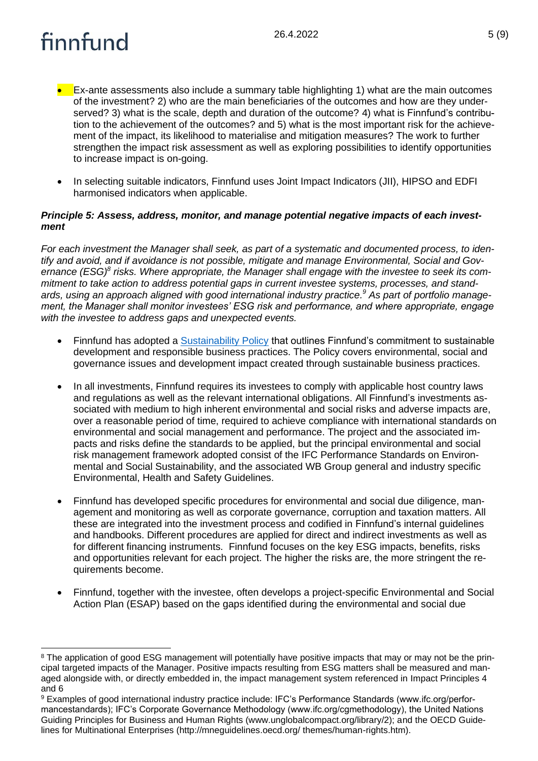- Ex-ante assessments also include a summary table highlighting 1) what are the main outcomes of the investment? 2) who are the main beneficiaries of the outcomes and how are they underserved? 3) what is the scale, depth and duration of the outcome? 4) what is Finnfund's contribution to the achievement of the outcomes? and 5) what is the most important risk for the achievement of the impact, its likelihood to materialise and mitigation measures? The work to further strengthen the impact risk assessment as well as exploring possibilities to identify opportunities to increase impact is on-going.

- In selecting suitable indicators, Finnfund uses Joint Impact Indicators (JII), HIPSO and EDFI harmonised indicators when applicable.

***Principle 5: Assess, address, monitor, and manage potential negative impacts of each investment***

*For each investment the Manager shall seek, as part of a systematic and documented process, to identify and avoid, and if avoidance is not possible, mitigate and manage Environmental, Social and Governance (ESG)[8] risks. Where appropriate, the Manager shall engage with the investee to seek its commitment to take action to address potential gaps in current investee systems, processes, and standards, using an approach aligned with good international industry practice.[9] As part of portfolio management, the Manager shall monitor investees' ESG risk and performance, and where appropriate, engage with the investee to address gaps and unexpected events.*

- Finnfund has adopted a Sustainability Policy that outlines Finnfund's commitment to sustainable development and responsible business practices. The Policy covers environmental, social and governance issues and development impact created through sustainable business practices.

- In all investments, Finnfund requires its investees to comply with applicable host country laws and regulations as well as the relevant international obligations. All Finnfund's investments associated with medium to high inherent environmental and social risks and adverse impacts are, over a reasonable period of time, required to achieve compliance with international standards on environmental and social management and performance. The project and the associated impacts and risks define the standards to be applied, but the principal environmental and social risk management framework adopted consist of the IFC Performance Standards on Environmental and Social Sustainability, and the associated WB Group general and industry specific Environmental, Health and Safety Guidelines.

- Finnfund has developed specific procedures for environmental and social due diligence, management and monitoring as well as corporate governance, corruption and taxation matters. All these are integrated into the investment process and codified in Finnfund's internal guidelines and handbooks. Different procedures are applied for direct and indirect investments as well as for different financing instruments. Finnfund focuses on the key ESG impacts, benefits, risks and opportunities relevant for each project. The higher the risks are, the more stringent the requirements become.

- Finnfund, together with the investee, often develops a project-specific Environmental and Social Action Plan (ESAP) based on the gaps identified during the environmental and social due

---

[8] The application of good ESG management will potentially have positive impacts that may or may not be the principal targeted impacts of the Manager. Positive impacts resulting from ESG matters shall be measured and managed alongside with, or directly embedded in, the impact management system referenced in Impact Principles 4 and 6

[9] Examples of good international industry practice include: IFC's Performance Standards (www.ifc.org/performancestandards); IFC's Corporate Governance Methodology (www.ifc.org/cgmethodology), the United Nations Guiding Principles for Business and Human Rights (www.unglobalcompact.org/library/2); and the OECD Guidelines for Multinational Enterprises (http://mneguidelines.oecd.org/ themes/human-rights.htm).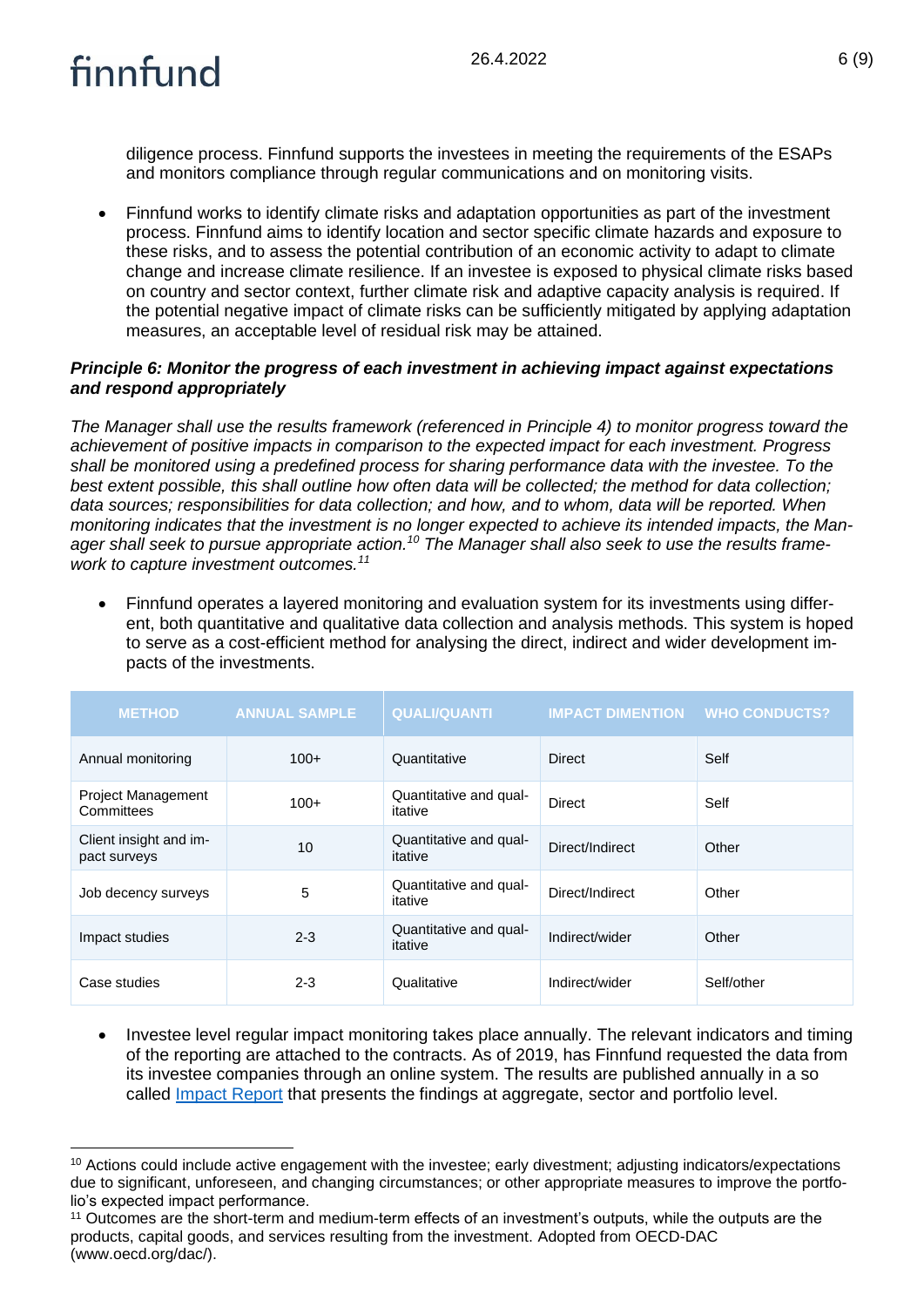diligence process. Finnfund supports the investees in meeting the requirements of the ESAPs and monitors compliance through regular communications and on monitoring visits.

- Finnfund works to identify climate risks and adaptation opportunities as part of the investment process. Finnfund aims to identify location and sector specific climate hazards and exposure to these risks, and to assess the potential contribution of an economic activity to adapt to climate change and increase climate resilience. If an investee is exposed to physical climate risks based on country and sector context, further climate risk and adaptive capacity analysis is required. If the potential negative impact of climate risks can be sufficiently mitigated by applying adaptation measures, an acceptable level of residual risk may be attained.

***Principle 6: Monitor the progress of each investment in achieving impact against expectations and respond appropriately***

*The Manager shall use the results framework (referenced in Principle 4) to monitor progress toward the achievement of positive impacts in comparison to the expected impact for each investment. Progress shall be monitored using a predefined process for sharing performance data with the investee. To the best extent possible, this shall outline how often data will be collected; the method for data collection; data sources; responsibilities for data collection; and how, and to whom, data will be reported. When monitoring indicates that the investment is no longer expected to achieve its intended impacts, the Manager shall seek to pursue appropriate action.[10] The Manager shall also seek to use the results framework to capture investment outcomes.[11]*

- Finnfund operates a layered monitoring and evaluation system for its investments using different, both quantitative and qualitative data collection and analysis methods. This system is hoped to serve as a cost-efficient method for analysing the direct, indirect and wider development impacts of the investments.

| METHOD | ANNUAL SAMPLE | QUALI/QUANTI | IMPACT DIMENTION | WHO CONDUCTS? |
|---|---|---|---|---|
| Annual monitoring | 100+ | Quantitative | Direct | Self |
| Project Management Committees | 100+ | Quantitative and qualitative | Direct | Self |
| Client insight and impact surveys | 10 | Quantitative and qualitative | Direct/Indirect | Other |
| Job decency surveys | 5 | Quantitative and qualitative | Direct/Indirect | Other |
| Impact studies | 2-3 | Quantitative and qualitative | Indirect/wider | Other |
| Case studies | 2-3 | Qualitative | Indirect/wider | Self/other |

- Investee level regular impact monitoring takes place annually. The relevant indicators and timing of the reporting are attached to the contracts. As of 2019, has Finnfund requested the data from its investee companies through an online system. The results are published annually in a so called Impact Report that presents the findings at aggregate, sector and portfolio level.

---

[10] Actions could include active engagement with the investee; early divestment; adjusting indicators/expectations due to significant, unforeseen, and changing circumstances; or other appropriate measures to improve the portfolio's expected impact performance.

[11] Outcomes are the short-term and medium-term effects of an investment's outputs, while the outputs are the products, capital goods, and services resulting from the investment. Adopted from OECD-DAC (www.oecd.org/dac/).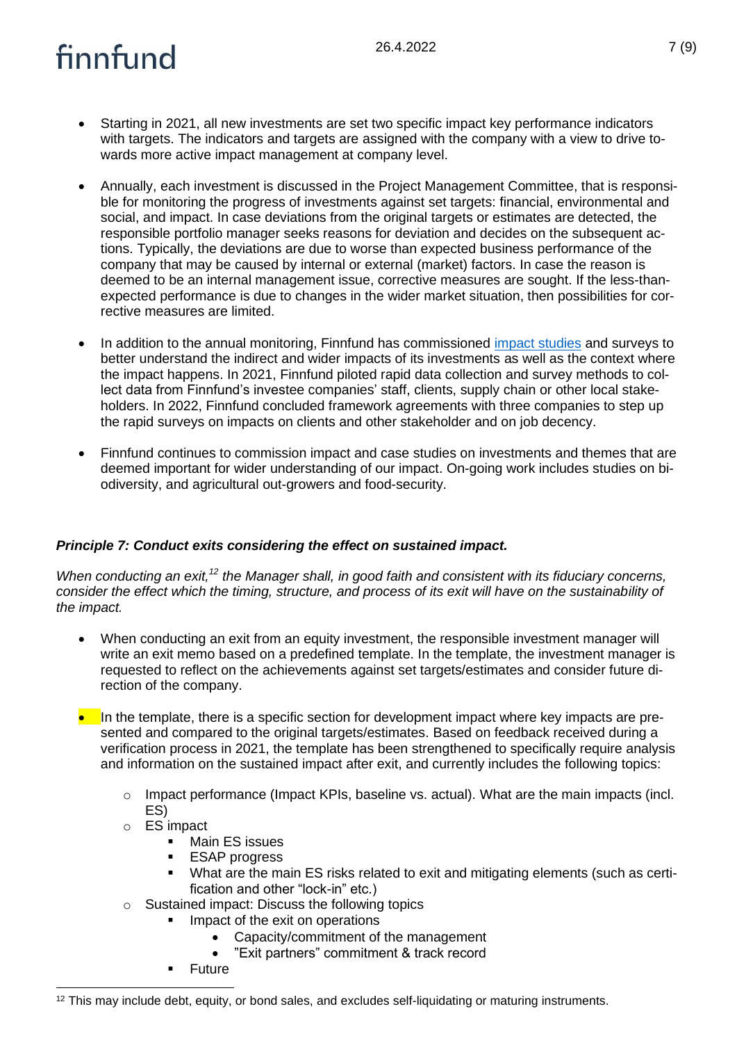- Starting in 2021, all new investments are set two specific impact key performance indicators with targets. The indicators and targets are assigned with the company with a view to drive towards more active impact management at company level.

- Annually, each investment is discussed in the Project Management Committee, that is responsible for monitoring the progress of investments against set targets: financial, environmental and social, and impact. In case deviations from the original targets or estimates are detected, the responsible portfolio manager seeks reasons for deviation and decides on the subsequent actions. Typically, the deviations are due to worse than expected business performance of the company that may be caused by internal or external (market) factors. In case the reason is deemed to be an internal management issue, corrective measures are sought. If the less-than-expected performance is due to changes in the wider market situation, then possibilities for corrective measures are limited.

- In addition to the annual monitoring, Finnfund has commissioned impact studies and surveys to better understand the indirect and wider impacts of its investments as well as the context where the impact happens. In 2021, Finnfund piloted rapid data collection and survey methods to collect data from Finnfund's investee companies' staff, clients, supply chain or other local stakeholders. In 2022, Finnfund concluded framework agreements with three companies to step up the rapid surveys on impacts on clients and other stakeholder and on job decency.

- Finnfund continues to commission impact and case studies on investments and themes that are deemed important for wider understanding of our impact. On-going work includes studies on biodiversity, and agricultural out-growers and food-security.

***Principle 7: Conduct exits considering the effect on sustained impact.***

*When conducting an exit,[12] the Manager shall, in good faith and consistent with its fiduciary concerns, consider the effect which the timing, structure, and process of its exit will have on the sustainability of the impact.*

- When conducting an exit from an equity investment, the responsible investment manager will write an exit memo based on a predefined template. In the template, the investment manager is requested to reflect on the achievements against set targets/estimates and consider future direction of the company.

- In the template, there is a specific section for development impact where key impacts are presented and compared to the original targets/estimates. Based on feedback received during a verification process in 2021, the template has been strengthened to specifically require analysis and information on the sustained impact after exit, and currently includes the following topics:
  - Impact performance (Impact KPIs, baseline vs. actual). What are the main impacts (incl. ES)
  - ES impact
    - Main ES issues
    - ESAP progress
    - What are the main ES risks related to exit and mitigating elements (such as certification and other "lock-in" etc.)
  - Sustained impact: Discuss the following topics
    - Impact of the exit on operations
      - Capacity/commitment of the management
      - "Exit partners" commitment & track record
    - Future

[12] This may include debt, equity, or bond sales, and excludes self-liquidating or maturing instruments.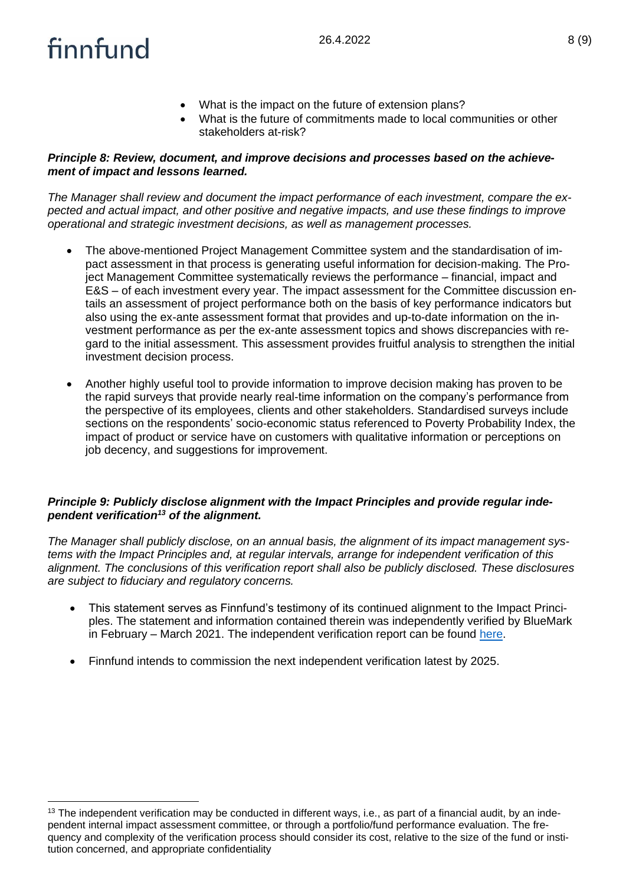- What is the impact on the future of extension plans?
- What is the future of commitments made to local communities or other stakeholders at-risk?

***Principle 8: Review, document, and improve decisions and processes based on the achievement of impact and lessons learned.***

*The Manager shall review and document the impact performance of each investment, compare the expected and actual impact, and other positive and negative impacts, and use these findings to improve operational and strategic investment decisions, as well as management processes.*

- The above-mentioned Project Management Committee system and the standardisation of impact assessment in that process is generating useful information for decision-making. The Project Management Committee systematically reviews the performance – financial, impact and E&S – of each investment every year. The impact assessment for the Committee discussion entails an assessment of project performance both on the basis of key performance indicators but also using the ex-ante assessment format that provides and up-to-date information on the investment performance as per the ex-ante assessment topics and shows discrepancies with regard to the initial assessment. This assessment provides fruitful analysis to strengthen the initial investment decision process.

- Another highly useful tool to provide information to improve decision making has proven to be the rapid surveys that provide nearly real-time information on the company's performance from the perspective of its employees, clients and other stakeholders. Standardised surveys include sections on the respondents' socio-economic status referenced to Poverty Probability Index, the impact of product or service have on customers with qualitative information or perceptions on job decency, and suggestions for improvement.

***Principle 9: Publicly disclose alignment with the Impact Principles and provide regular independent verification[13] of the alignment.***

*The Manager shall publicly disclose, on an annual basis, the alignment of its impact management systems with the Impact Principles and, at regular intervals, arrange for independent verification of this alignment. The conclusions of this verification report shall also be publicly disclosed. These disclosures are subject to fiduciary and regulatory concerns.*

- This statement serves as Finnfund's testimony of its continued alignment to the Impact Principles. The statement and information contained therein was independently verified by BlueMark in February – March 2021. The independent verification report can be found here.

- Finnfund intends to commission the next independent verification latest by 2025.

[13] The independent verification may be conducted in different ways, i.e., as part of a financial audit, by an independent internal impact assessment committee, or through a portfolio/fund performance evaluation. The frequency and complexity of the verification process should consider its cost, relative to the size of the fund or institution concerned, and appropriate confidentiality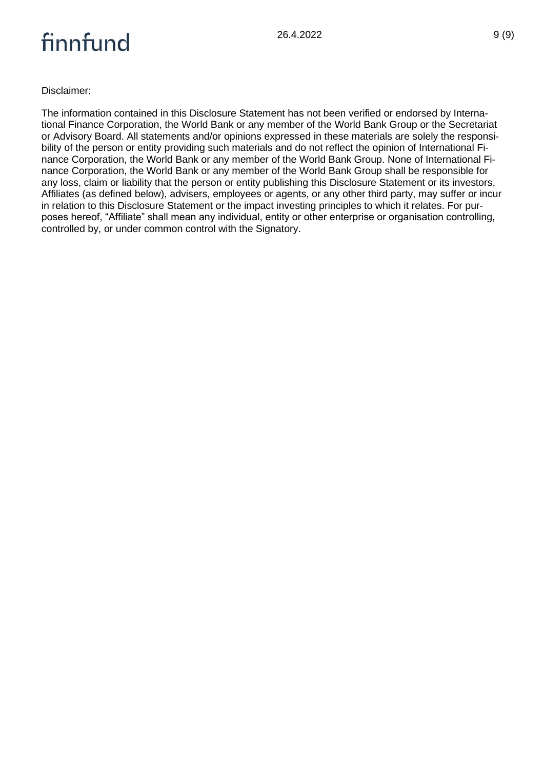Disclaimer:

The information contained in this Disclosure Statement has not been verified or endorsed by International Finance Corporation, the World Bank or any member of the World Bank Group or the Secretariat or Advisory Board. All statements and/or opinions expressed in these materials are solely the responsibility of the person or entity providing such materials and do not reflect the opinion of International Finance Corporation, the World Bank or any member of the World Bank Group. None of International Finance Corporation, the World Bank or any member of the World Bank Group shall be responsible for any loss, claim or liability that the person or entity publishing this Disclosure Statement or its investors, Affiliates (as defined below), advisers, employees or agents, or any other third party, may suffer or incur in relation to this Disclosure Statement or the impact investing principles to which it relates. For purposes hereof, "Affiliate" shall mean any individual, entity or other enterprise or organisation controlling, controlled by, or under common control with the Signatory.